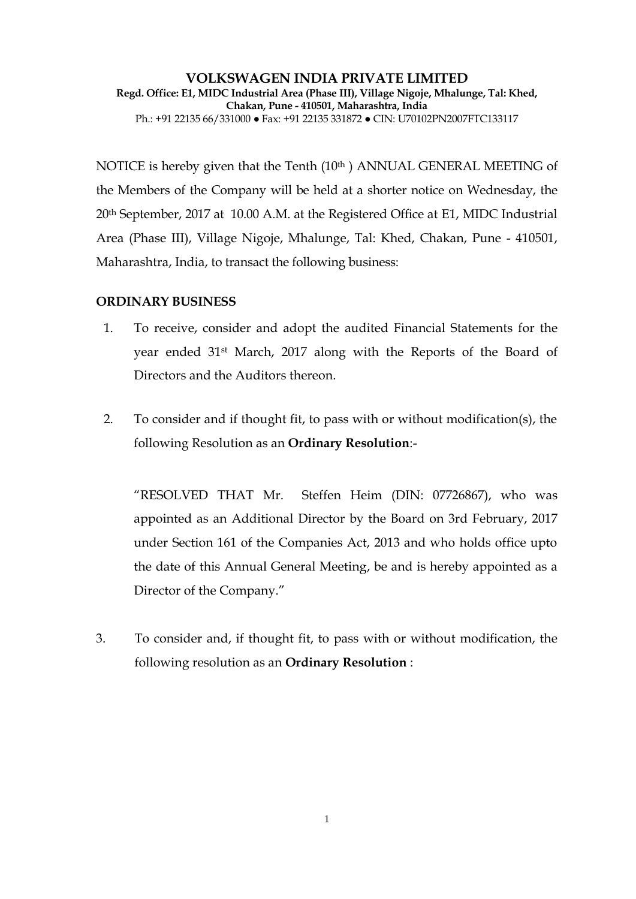# VOLKSWAGEN INDIA PRIVATE LIMITED

**Regd. Office: E1, MIDC Industrial Area (Phase III), Village Nigoje, Mhalunge, Tal: Khed, Chakan, Pune - 410501, Maharashtra, India**

Ph.: +91 22135 66/331000 ● Fax: +91 22135 331872 ● CIN: U70102PN2007FTC133117

NOTICE is hereby given that the Tenth (10th ) ANNUAL GENERAL MEETING of the Members of the Company will be held at a shorter notice on Wednesday, the 20th September, 2017 at 10.00 A.M. at the Registered Office at E1, MIDC Industrial Area (Phase III), Village Nigoje, Mhalunge, Tal: Khed, Chakan, Pune - 410501, Maharashtra, India, to transact the following business:

**ORDINARY BUSINESS**

1. To receive, consider and adopt the audited Financial Statements for the year ended 31st March, 2017 along with the Reports of the Board of Directors and the Auditors thereon.

2. To consider and if thought fit, to pass with or without modification(s), the following Resolution as an **Ordinary Resolution**:-

   "RESOLVED THAT Mr. Steffen Heim (DIN: 07726867), who was appointed as an Additional Director by the Board on 3rd February, 2017 under Section 161 of the Companies Act, 2013 and who holds office upto the date of this Annual General Meeting, be and is hereby appointed as a Director of the Company."

3. To consider and, if thought fit, to pass with or without modification, the following resolution as an **Ordinary Resolution** :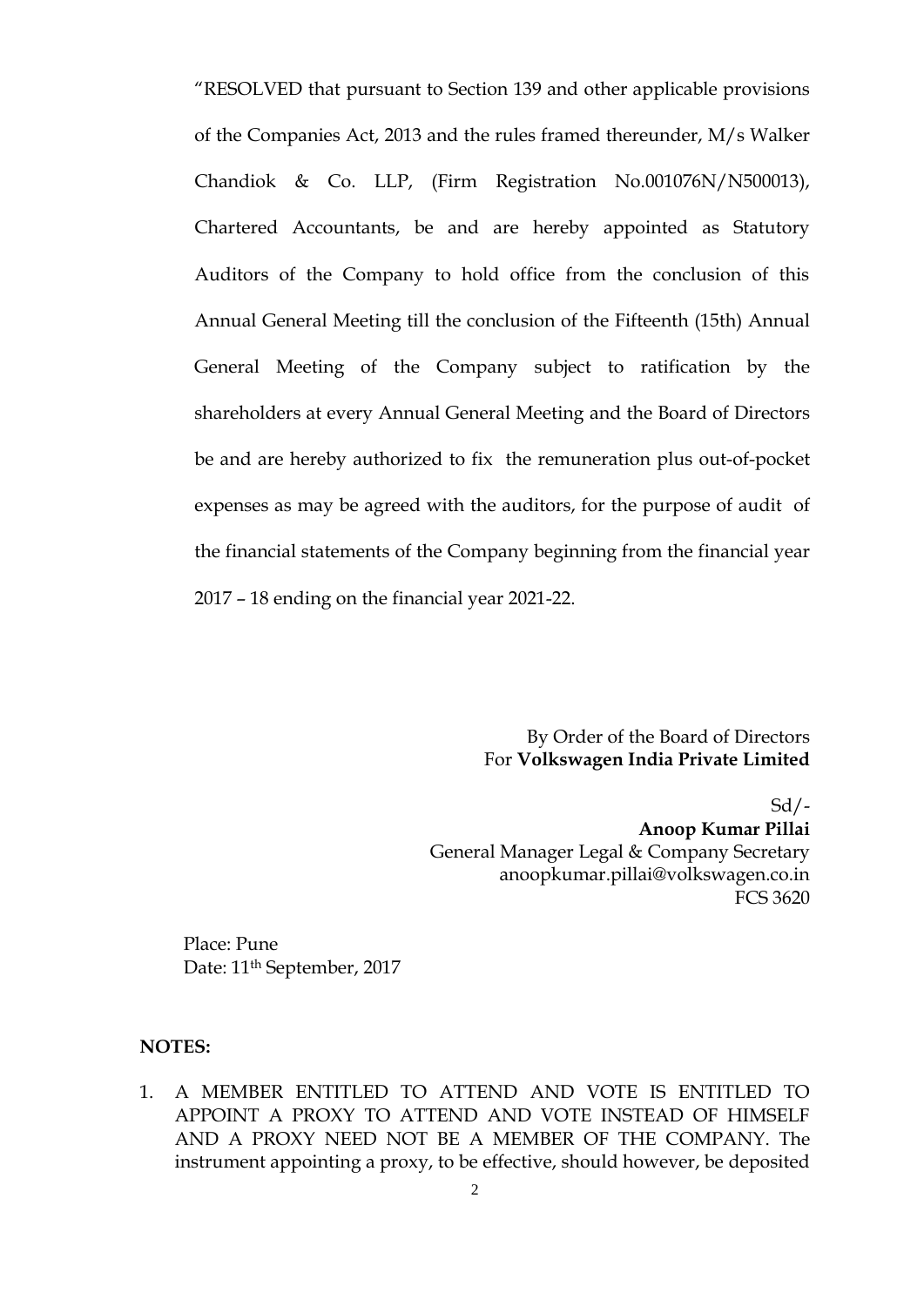"RESOLVED that pursuant to Section 139 and other applicable provisions of the Companies Act, 2013 and the rules framed thereunder, M/s Walker Chandiok & Co. LLP, (Firm Registration No.001076N/N500013), Chartered Accountants, be and are hereby appointed as Statutory Auditors of the Company to hold office from the conclusion of this Annual General Meeting till the conclusion of the Fifteenth (15th) Annual General Meeting of the Company subject to ratification by the shareholders at every Annual General Meeting and the Board of Directors be and are hereby authorized to fix the remuneration plus out-of-pocket expenses as may be agreed with the auditors, for the purpose of audit of the financial statements of the Company beginning from the financial year 2017 – 18 ending on the financial year 2021-22.

By Order of the Board of Directors
For **Volkswagen India Private Limited**

Sd/-
**Anoop Kumar Pillai**
General Manager Legal & Company Secretary
anoopkumar.pillai@volkswagen.co.in
FCS 3620

Place: Pune
Date: 11th September, 2017

**NOTES:**

1. A MEMBER ENTITLED TO ATTEND AND VOTE IS ENTITLED TO APPOINT A PROXY TO ATTEND AND VOTE INSTEAD OF HIMSELF AND A PROXY NEED NOT BE A MEMBER OF THE COMPANY. The instrument appointing a proxy, to be effective, should however, be deposited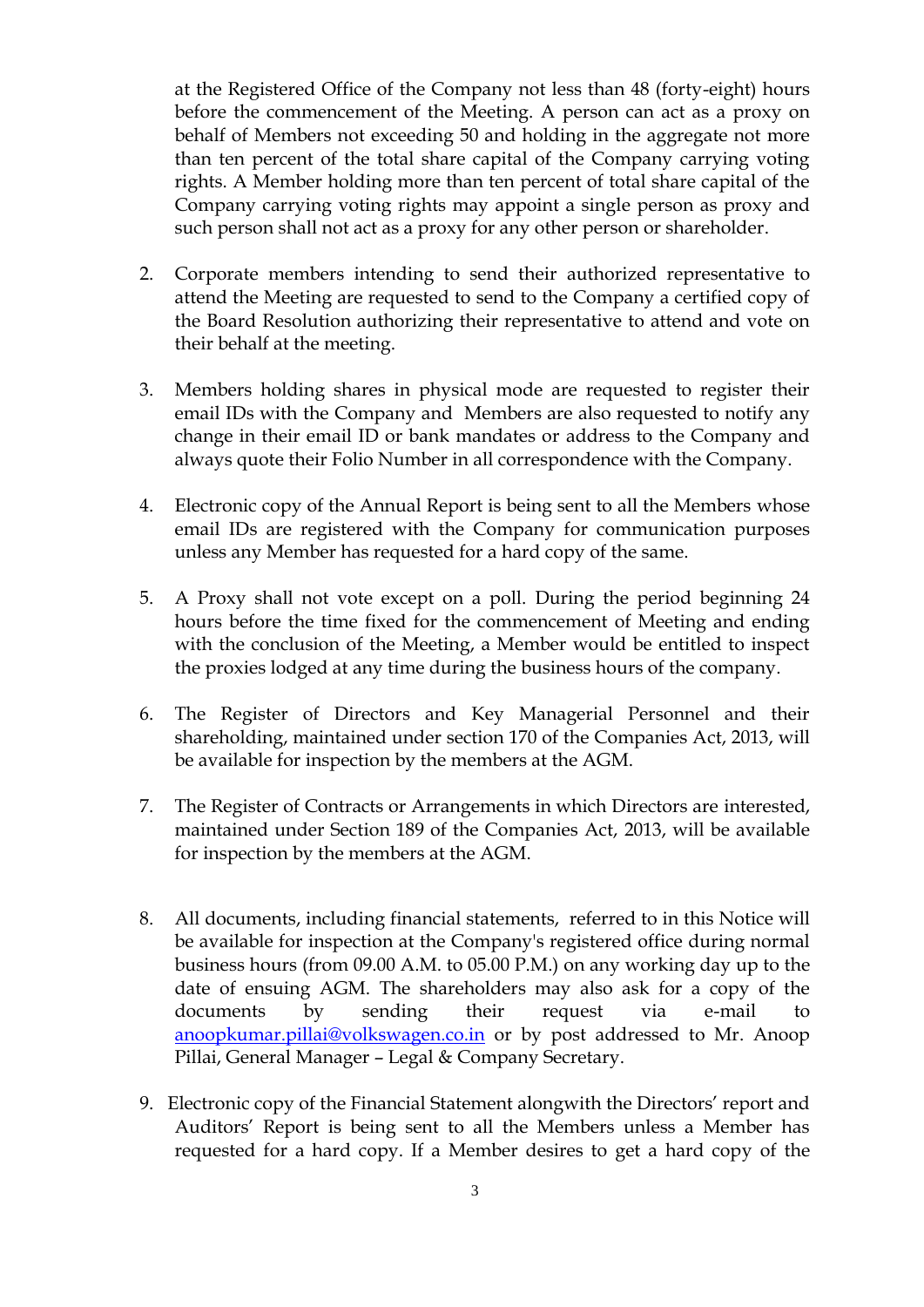at the Registered Office of the Company not less than 48 (forty-eight) hours before the commencement of the Meeting. A person can act as a proxy on behalf of Members not exceeding 50 and holding in the aggregate not more than ten percent of the total share capital of the Company carrying voting rights. A Member holding more than ten percent of total share capital of the Company carrying voting rights may appoint a single person as proxy and such person shall not act as a proxy for any other person or shareholder.

2. Corporate members intending to send their authorized representative to attend the Meeting are requested to send to the Company a certified copy of the Board Resolution authorizing their representative to attend and vote on their behalf at the meeting.

3. Members holding shares in physical mode are requested to register their email IDs with the Company and Members are also requested to notify any change in their email ID or bank mandates or address to the Company and always quote their Folio Number in all correspondence with the Company.

4. Electronic copy of the Annual Report is being sent to all the Members whose email IDs are registered with the Company for communication purposes unless any Member has requested for a hard copy of the same.

5. A Proxy shall not vote except on a poll. During the period beginning 24 hours before the time fixed for the commencement of Meeting and ending with the conclusion of the Meeting, a Member would be entitled to inspect the proxies lodged at any time during the business hours of the company.

6. The Register of Directors and Key Managerial Personnel and their shareholding, maintained under section 170 of the Companies Act, 2013, will be available for inspection by the members at the AGM.

7. The Register of Contracts or Arrangements in which Directors are interested, maintained under Section 189 of the Companies Act, 2013, will be available for inspection by the members at the AGM.

8. All documents, including financial statements, referred to in this Notice will be available for inspection at the Company's registered office during normal business hours (from 09.00 A.M. to 05.00 P.M.) on any working day up to the date of ensuing AGM. The shareholders may also ask for a copy of the documents by sending their request via e-mail to anoopkumar.pillai@volkswagen.co.in or by post addressed to Mr. Anoop Pillai, General Manager – Legal & Company Secretary.

9. Electronic copy of the Financial Statement alongwith the Directors' report and Auditors' Report is being sent to all the Members unless a Member has requested for a hard copy. If a Member desires to get a hard copy of the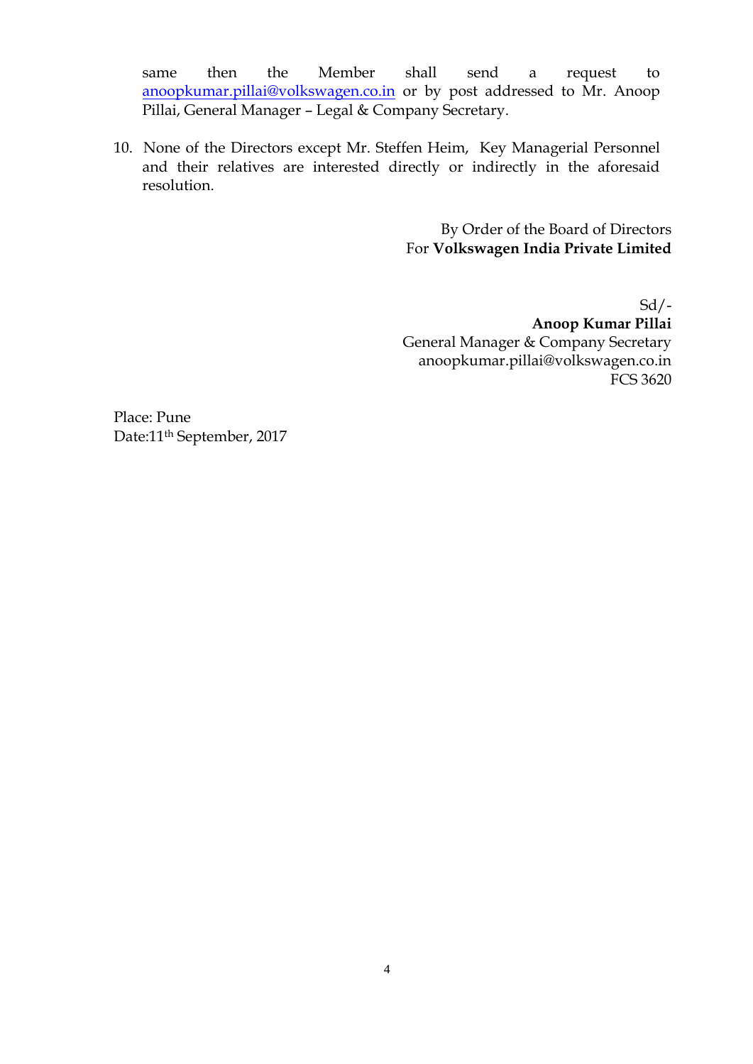same then the Member shall send a request to anoopkumar.pillai@volkswagen.co.in or by post addressed to Mr. Anoop Pillai, General Manager – Legal & Company Secretary.

10. None of the Directors except Mr. Steffen Heim, Key Managerial Personnel and their relatives are interested directly or indirectly in the aforesaid resolution.

By Order of the Board of Directors
For **Volkswagen India Private Limited**

Sd/-
**Anoop Kumar Pillai**
General Manager & Company Secretary
anoopkumar.pillai@volkswagen.co.in
FCS 3620

Place: Pune
Date:11th September, 2017